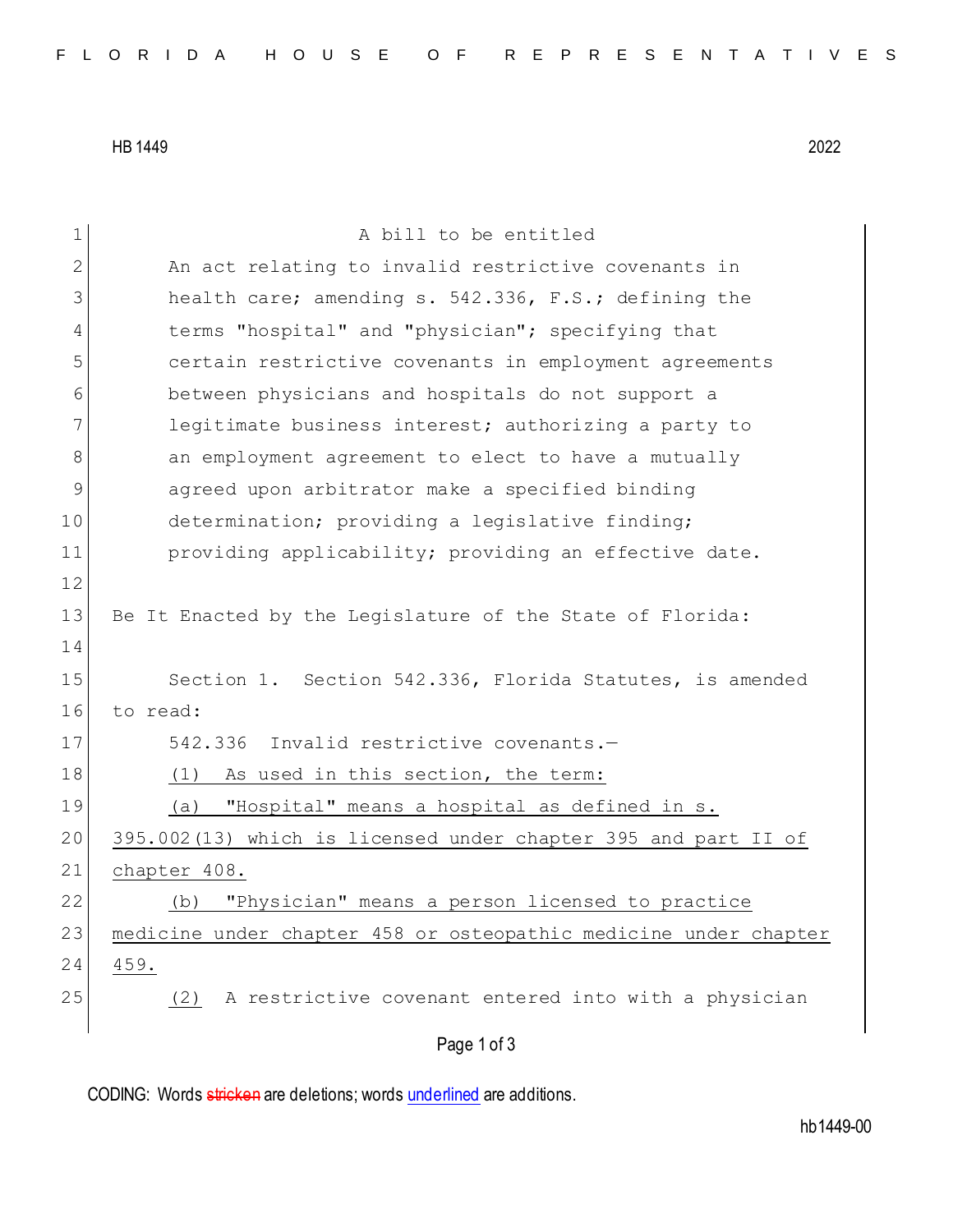HB 1449 2022

A bill to be entitled

An act relating to invalid restrictive covenants in health care; amending s. 542.336, F.S.; defining the terms "hospital" and "physician"; specifying that certain restrictive covenants in employment agreements between physicians and hospitals do not support a legitimate business interest; authorizing a party to an employment agreement to elect to have a mutually agreed upon arbitrator make a specified binding determination; providing a legislative finding; providing applicability; providing an effective date.

Be It Enacted by the Legislature of the State of Florida:

Section 1. Section 542.336, Florida Statutes, is amended to read:

542.336 Invalid restrictive covenants.—

<u>(1) As used in this section, the term:</u>

<u>(a) "Hospital" means a hospital as defined in s. 395.002(13) which is licensed under chapter 395 and part II of chapter 408.</u>

<u>(b) "Physician" means a person licensed to practice medicine under chapter 458 or osteopathic medicine under chapter 459.</u>

<u>(2)</u> A restrictive covenant entered into with a physician

CODING: Words ~~stricken~~ are deletions; words <u>underlined</u> are additions.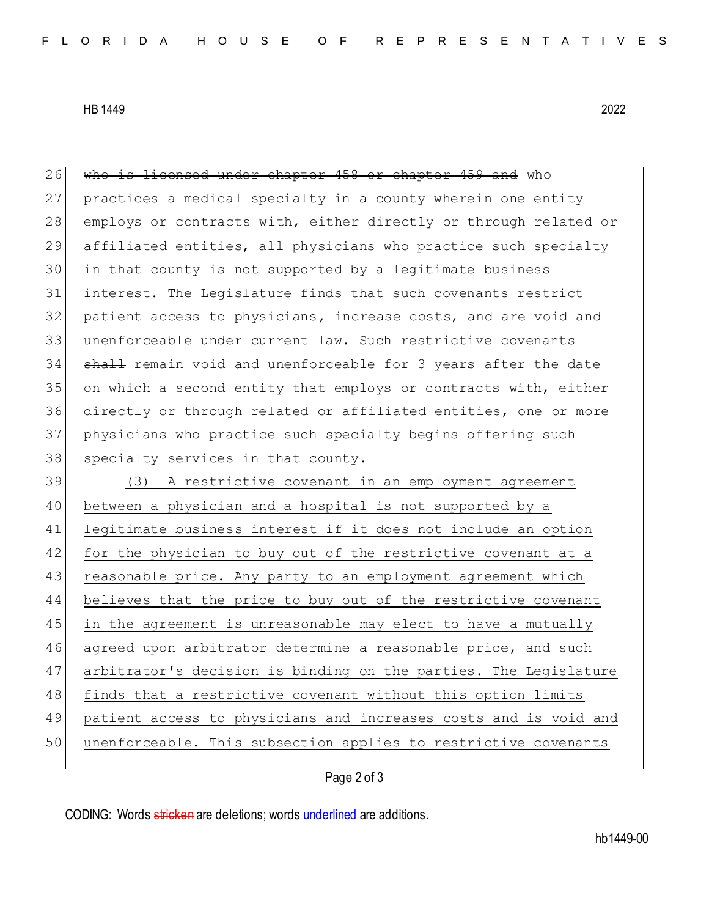~~who is licensed under chapter 458 or chapter 459 and~~ who practices a medical specialty in a county wherein one entity employs or contracts with, either directly or through related or affiliated entities, all physicians who practice such specialty in that county is not supported by a legitimate business interest. The Legislature finds that such covenants restrict patient access to physicians, increase costs, and are void and unenforceable under current law. Such restrictive covenants ~~shall~~ remain void and unenforceable for 3 years after the date on which a second entity that employs or contracts with, either directly or through related or affiliated entities, one or more physicians who practice such specialty begins offering such specialty services in that county.

<u>(3) A restrictive covenant in an employment agreement between a physician and a hospital is not supported by a legitimate business interest if it does not include an option for the physician to buy out of the restrictive covenant at a reasonable price. Any party to an employment agreement which believes that the price to buy out of the restrictive covenant in the agreement is unreasonable may elect to have a mutually agreed upon arbitrator determine a reasonable price, and such arbitrator's decision is binding on the parties. The Legislature finds that a restrictive covenant without this option limits patient access to physicians and increases costs and is void and unenforceable. This subsection applies to restrictive covenants</u>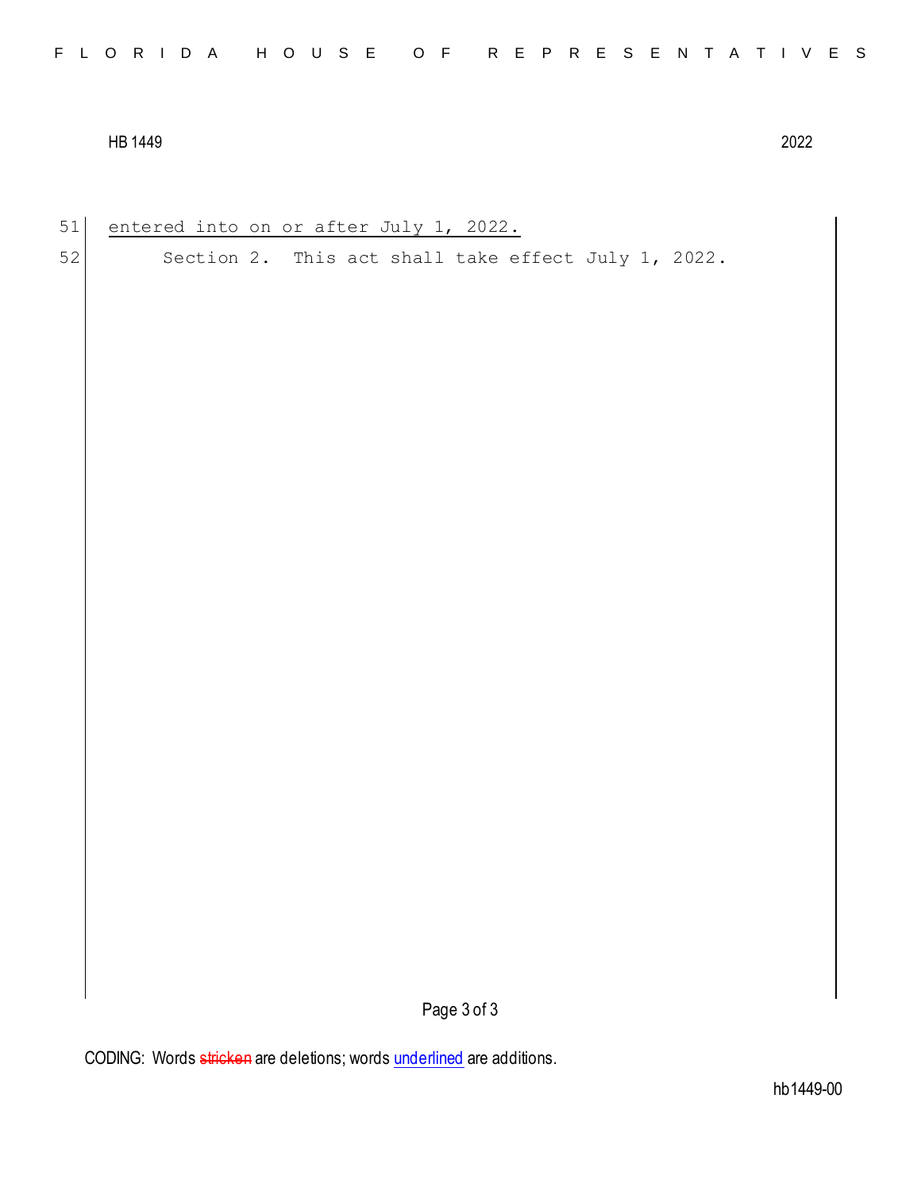51 entered into on or after July 1, 2022.

52 Section 2. This act shall take effect July 1, 2022.

CODING: Words stricken are deletions; words underlined are additions.